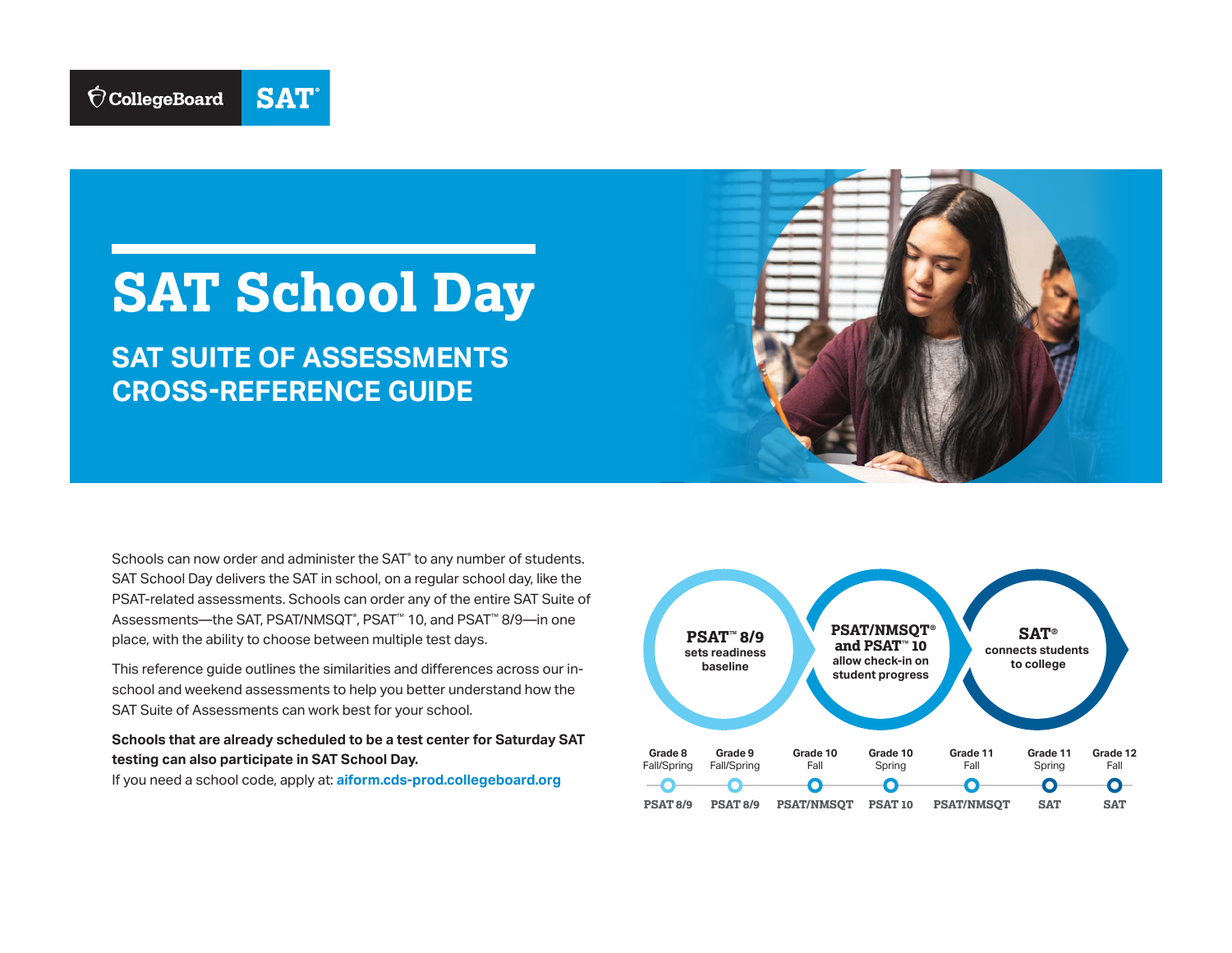CollegeBoard SAT®

# SAT School Day

## SAT SUITE OF ASSESSMENTS CROSS-REFERENCE GUIDE

Schools can now order and administer the SAT® to any number of students. SAT School Day delivers the SAT in school, on a regular school day, like the PSAT-related assessments. Schools can order any of the entire SAT Suite of Assessments—the SAT, PSAT/NMSQT®, PSAT™ 10, and PSAT™ 8/9—in one place, with the ability to choose between multiple test days.

This reference guide outlines the similarities and differences across our in-school and weekend assessments to help you better understand how the SAT Suite of Assessments can work best for your school.

**Schools that are already scheduled to be a test center for Saturday SAT testing can also participate in SAT School Day.**

If you need a school code, apply at: **aiform.cds-prod.collegeboard.org**

**PSAT™ 8/9** sets readiness baseline

**PSAT/NMSQT® and PSAT™ 10** allow check-in on student progress

**SAT®** connects students to college

Grade 8 Fall/Spring — PSAT 8/9

Grade 9 Fall/Spring — PSAT 8/9

Grade 10 Fall — PSAT/NMSQT

Grade 10 Spring — PSAT 10

Grade 11 Fall — PSAT/NMSQT

Grade 11 Spring — SAT

Grade 12 Fall — SAT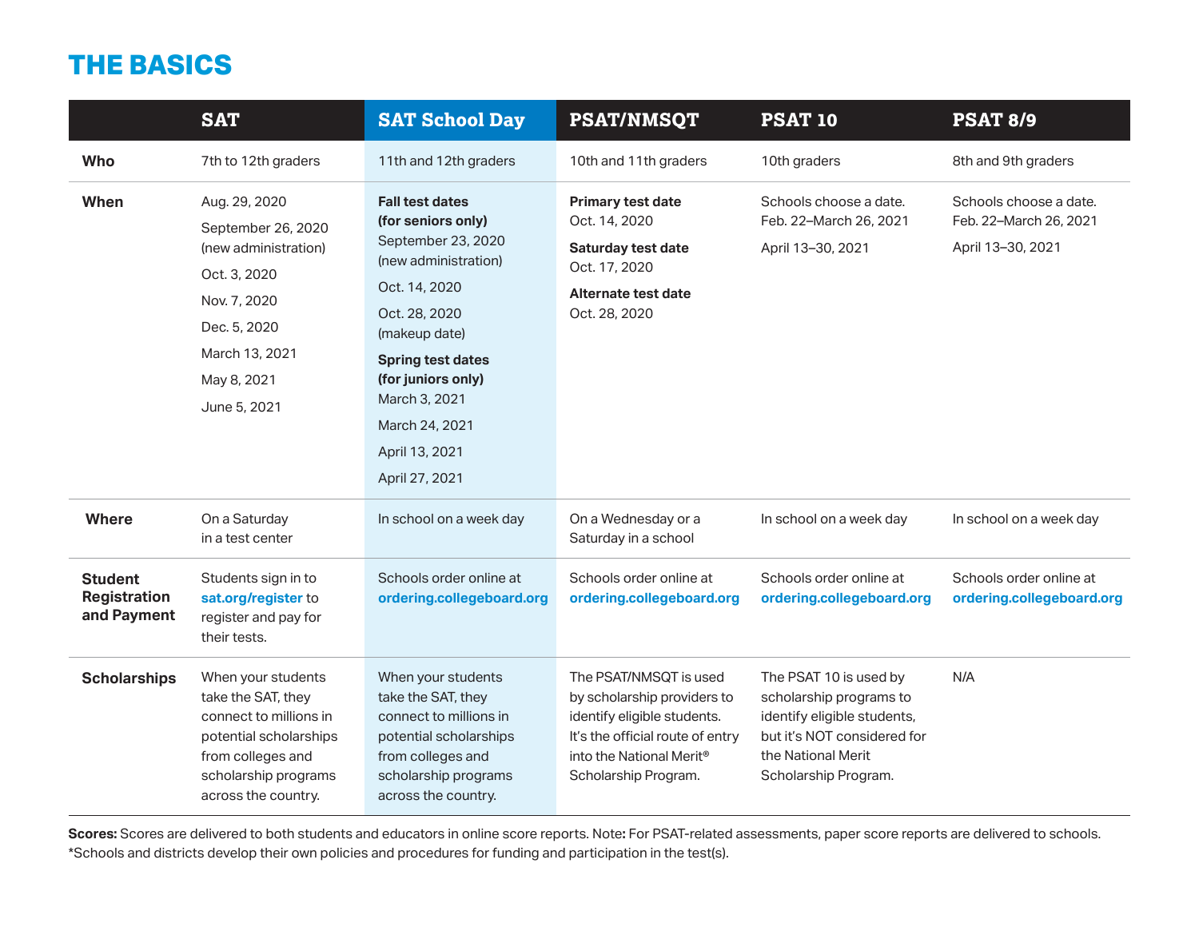## THE BASICS

| | SAT | SAT School Day | PSAT/NMSQT | PSAT 10 | PSAT 8/9 |
|---|---|---|---|---|---|
| **Who** | 7th to 12th graders | 11th and 12th graders | 10th and 11th graders | 10th graders | 8th and 9th graders |
| **When** | Aug. 29, 2020<br>September 26, 2020 (new administration)<br>Oct. 3, 2020<br>Nov. 7, 2020<br>Dec. 5, 2020<br>March 13, 2021<br>May 8, 2021<br>June 5, 2021 | **Fall test dates (for seniors only)**<br>September 23, 2020 (new administration)<br>Oct. 14, 2020<br>Oct. 28, 2020 (makeup date)<br>**Spring test dates (for juniors only)**<br>March 3, 2021<br>March 24, 2021<br>April 13, 2021<br>April 27, 2021 | **Primary test date**<br>Oct. 14, 2020<br>**Saturday test date**<br>Oct. 17, 2020<br>**Alternate test date**<br>Oct. 28, 2020 | Schools choose a date.<br>Feb. 22–March 26, 2021<br>April 13–30, 2021 | Schools choose a date.<br>Feb. 22–March 26, 2021<br>April 13–30, 2021 |
| **Where** | On a Saturday in a test center | In school on a week day | On a Wednesday or a Saturday in a school | In school on a week day | In school on a week day |
| **Student Registration and Payment** | Students sign in to **sat.org/register** to register and pay for their tests. | Schools order online at **ordering.collegeboard.org** | Schools order online at **ordering.collegeboard.org** | Schools order online at **ordering.collegeboard.org** | Schools order online at **ordering.collegeboard.org** |
| **Scholarships** | When your students take the SAT, they connect to millions in potential scholarships from colleges and scholarship programs across the country. | When your students take the SAT, they connect to millions in potential scholarships from colleges and scholarship programs across the country. | The PSAT/NMSQT is used by scholarship providers to identify eligible students. It's the official route of entry into the National Merit® Scholarship Program. | The PSAT 10 is used by scholarship programs to identify eligible students, but it's NOT considered for the National Merit Scholarship Program. | N/A |

**Scores:** Scores are delivered to both students and educators in online score reports. Note**:** For PSAT-related assessments, paper score reports are delivered to schools.
*Schools and districts develop their own policies and procedures for funding and participation in the test(s).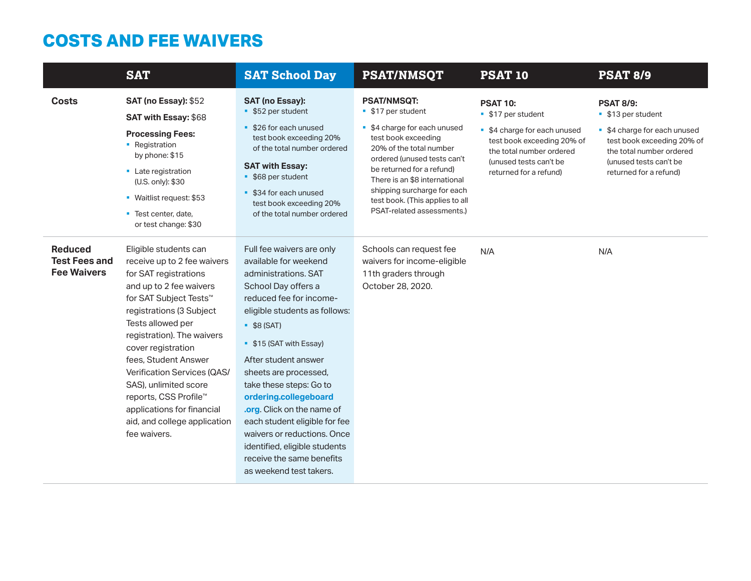# COSTS AND FEE WAIVERS

| | SAT | SAT School Day | PSAT/NMSQT | PSAT 10 | PSAT 8/9 |
|---|---|---|---|---|---|
| **Costs** | **SAT (no Essay):** $52<br><br>**SAT with Essay:** $68<br><br>**Processing Fees:**<br>▪ Registration by phone: $15<br>▪ Late registration (U.S. only): $30<br>▪ Waitlist request: $53<br>▪ Test center, date, or test change: $30 | **SAT (no Essay):**<br>▪ $52 per student<br>▪ $26 for each unused test book exceeding 20% of the total number ordered<br><br>**SAT with Essay:**<br>▪ $68 per student<br>▪ $34 for each unused test book exceeding 20% of the total number ordered | **PSAT/NMSQT:**<br>▪ $17 per student<br>▪ $4 charge for each unused test book exceeding 20% of the total number ordered (unused tests can't be returned for a refund) There is an $8 international shipping surcharge for each test book. (This applies to all PSAT-related assessments.) | **PSAT 10:**<br>▪ $17 per student<br>▪ $4 charge for each unused test book exceeding 20% of the total number ordered (unused tests can't be returned for a refund) | **PSAT 8/9:**<br>▪ $13 per student<br>▪ $4 charge for each unused test book exceeding 20% of the total number ordered (unused tests can't be returned for a refund) |
| **Reduced Test Fees and Fee Waivers** | Eligible students can receive up to 2 fee waivers for SAT registrations and up to 2 fee waivers for SAT Subject Tests™ registrations (3 Subject Tests allowed per registration). The waivers cover registration fees, Student Answer Verification Services (QAS/SAS), unlimited score reports, CSS Profile™ applications for financial aid, and college application fee waivers. | Full fee waivers are only available for weekend administrations. SAT School Day offers a reduced fee for income-eligible students as follows:<br>▪ $8 (SAT)<br>▪ $15 (SAT with Essay)<br><br>After student answer sheets are processed, take these steps: Go to **ordering.collegeboard.org**. Click on the name of each student eligible for fee waivers or reductions. Once identified, eligible students receive the same benefits as weekend test takers. | Schools can request fee waivers for income-eligible 11th graders through October 28, 2020. | N/A | N/A |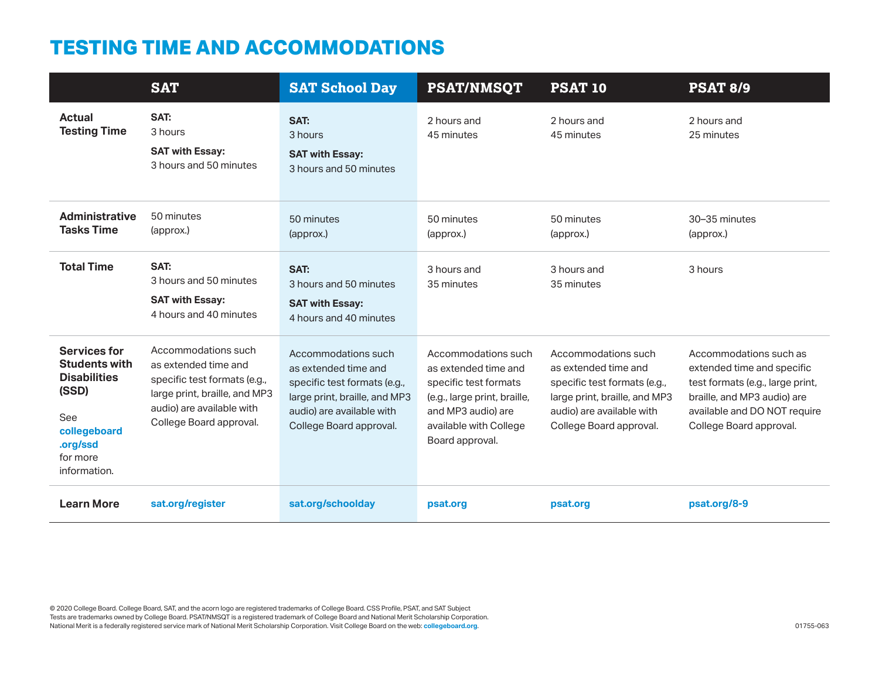# TESTING TIME AND ACCOMMODATIONS

| | SAT | SAT School Day | PSAT/NMSQT | PSAT 10 | PSAT 8/9 |
|---|---|---|---|---|---|
| **Actual Testing Time** | **SAT:** 3 hours **SAT with Essay:** 3 hours and 50 minutes | **SAT:** 3 hours **SAT with Essay:** 3 hours and 50 minutes | 2 hours and 45 minutes | 2 hours and 45 minutes | 2 hours and 25 minutes |
| **Administrative Tasks Time** | 50 minutes (approx.) | 50 minutes (approx.) | 50 minutes (approx.) | 50 minutes (approx.) | 30–35 minutes (approx.) |
| **Total Time** | **SAT:** 3 hours and 50 minutes **SAT with Essay:** 4 hours and 40 minutes | **SAT:** 3 hours and 50 minutes **SAT with Essay:** 4 hours and 40 minutes | 3 hours and 35 minutes | 3 hours and 35 minutes | 3 hours |
| **Services for Students with Disabilities (SSD)** See **collegeboard.org/ssd** for more information. | Accommodations such as extended time and specific test formats (e.g., large print, braille, and MP3 audio) are available with College Board approval. | Accommodations such as extended time and specific test formats (e.g., large print, braille, and MP3 audio) are available with College Board approval. | Accommodations such as extended time and specific test formats (e.g., large print, braille, and MP3 audio) are available with College Board approval. | Accommodations such as extended time and specific test formats (e.g., large print, braille, and MP3 audio) are available with College Board approval. | Accommodations such as extended time and specific test formats (e.g., large print, braille, and MP3 audio) are available and DO NOT require College Board approval. |
| **Learn More** | **sat.org/register** | **sat.org/schoolday** | **psat.org** | **psat.org** | **psat.org/8-9** |

© 2020 College Board. College Board, SAT, and the acorn logo are registered trademarks of College Board. CSS Profile, PSAT, and SAT Subject Tests are trademarks owned by College Board. PSAT/NMSQT is a registered trademark of College Board and National Merit Scholarship Corporation. National Merit is a federally registered service mark of National Merit Scholarship Corporation. Visit College Board on the web: **collegeboard.org**.

01755-063